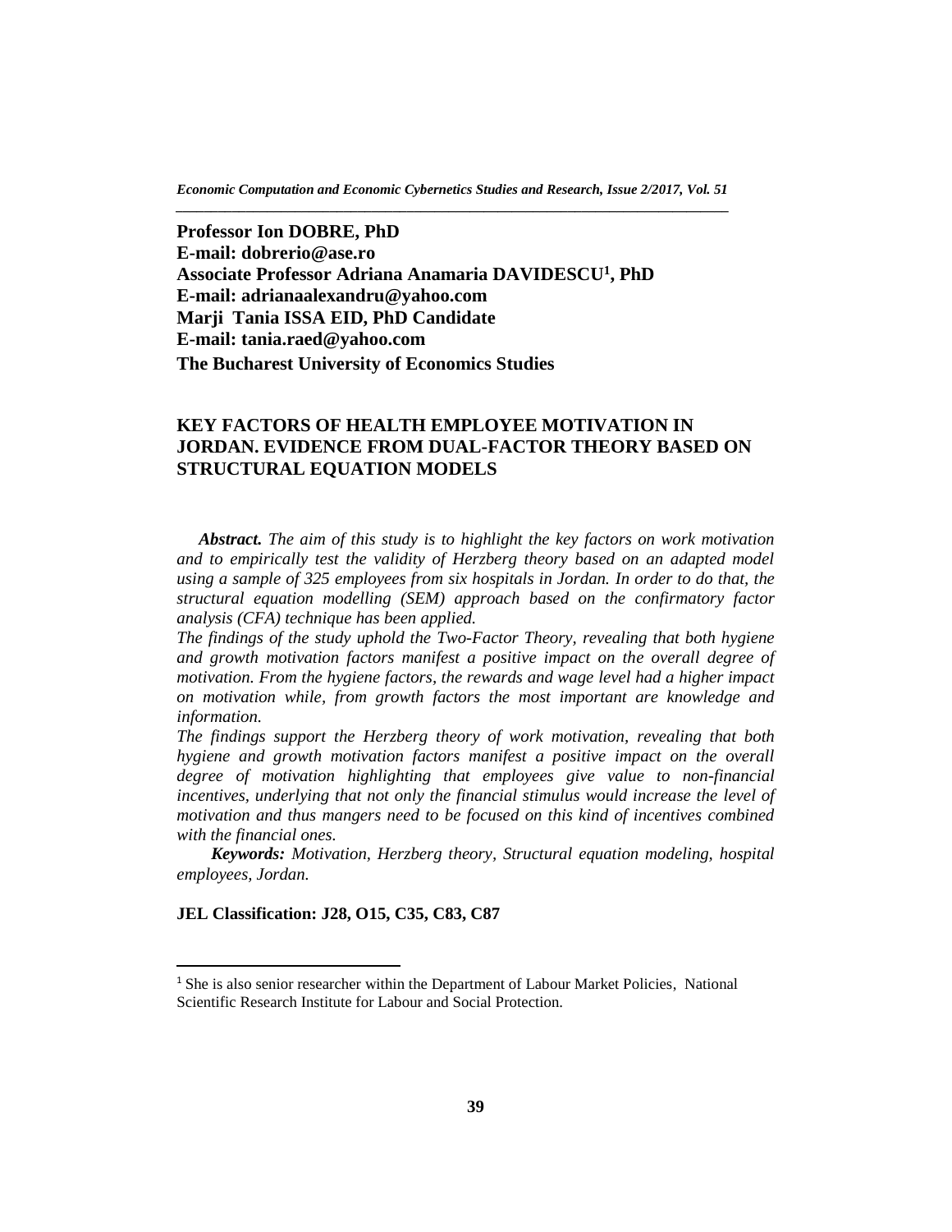**Professor Ion DOBRE, PhD**
**E-mail: dobrerio@ase.ro**
**Associate Professor Adriana Anamaria DAVIDESCU[1], PhD**
**E-mail: adrianaalexandru@yahoo.com**
**Marji Tania ISSA EID, PhD Candidate**
**E-mail: tania.raed@yahoo.com**
**The Bucharest University of Economics Studies**

# KEY FACTORS OF HEALTH EMPLOYEE MOTIVATION IN JORDAN. EVIDENCE FROM DUAL-FACTOR THEORY BASED ON STRUCTURAL EQUATION MODELS

***Abstract.*** *The aim of this study is to highlight the key factors on work motivation and to empirically test the validity of Herzberg theory based on an adapted model using a sample of 325 employees from six hospitals in Jordan. In order to do that, the structural equation modelling (SEM) approach based on the confirmatory factor analysis (CFA) technique has been applied.*

*The findings of the study uphold the Two-Factor Theory, revealing that both hygiene and growth motivation factors manifest a positive impact on the overall degree of motivation. From the hygiene factors, the rewards and wage level had a higher impact on motivation while, from growth factors the most important are knowledge and information.*

*The findings support the Herzberg theory of work motivation, revealing that both hygiene and growth motivation factors manifest a positive impact on the overall degree of motivation highlighting that employees give value to non-financial incentives, underlying that not only the financial stimulus would increase the level of motivation and thus mangers need to be focused on this kind of incentives combined with the financial ones.*

***Keywords:*** *Motivation, Herzberg theory, Structural equation modeling, hospital employees, Jordan.*

**JEL Classification: J28, O15, C35, C83, C87**

[1] She is also senior researcher within the Department of Labour Market Policies, National Scientific Research Institute for Labour and Social Protection.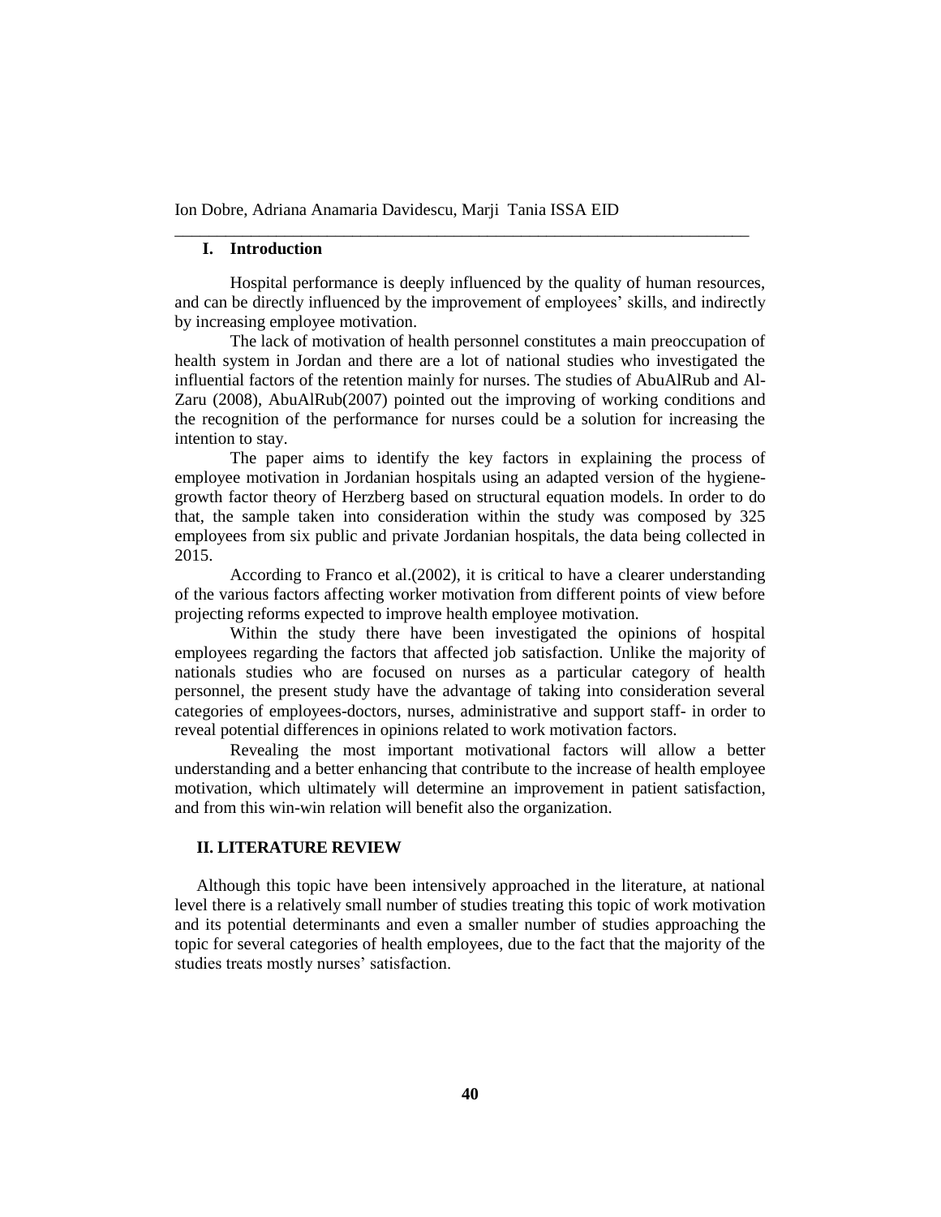## I. Introduction

Hospital performance is deeply influenced by the quality of human resources, and can be directly influenced by the improvement of employees' skills, and indirectly by increasing employee motivation.

The lack of motivation of health personnel constitutes a main preoccupation of health system in Jordan and there are a lot of national studies who investigated the influential factors of the retention mainly for nurses. The studies of AbuAlRub and Al-Zaru (2008), AbuAlRub(2007) pointed out the improving of working conditions and the recognition of the performance for nurses could be a solution for increasing the intention to stay.

The paper aims to identify the key factors in explaining the process of employee motivation in Jordanian hospitals using an adapted version of the hygiene-growth factor theory of Herzberg based on structural equation models. In order to do that, the sample taken into consideration within the study was composed by 325 employees from six public and private Jordanian hospitals, the data being collected in 2015.

According to Franco et al.(2002), it is critical to have a clearer understanding of the various factors affecting worker motivation from different points of view before projecting reforms expected to improve health employee motivation.

Within the study there have been investigated the opinions of hospital employees regarding the factors that affected job satisfaction. Unlike the majority of nationals studies who are focused on nurses as a particular category of health personnel, the present study have the advantage of taking into consideration several categories of employees-doctors, nurses, administrative and support staff- in order to reveal potential differences in opinions related to work motivation factors.

Revealing the most important motivational factors will allow a better understanding and a better enhancing that contribute to the increase of health employee motivation, which ultimately will determine an improvement in patient satisfaction, and from this win-win relation will benefit also the organization.

## II. LITERATURE REVIEW

Although this topic have been intensively approached in the literature, at national level there is a relatively small number of studies treating this topic of work motivation and its potential determinants and even a smaller number of studies approaching the topic for several categories of health employees, due to the fact that the majority of the studies treats mostly nurses' satisfaction.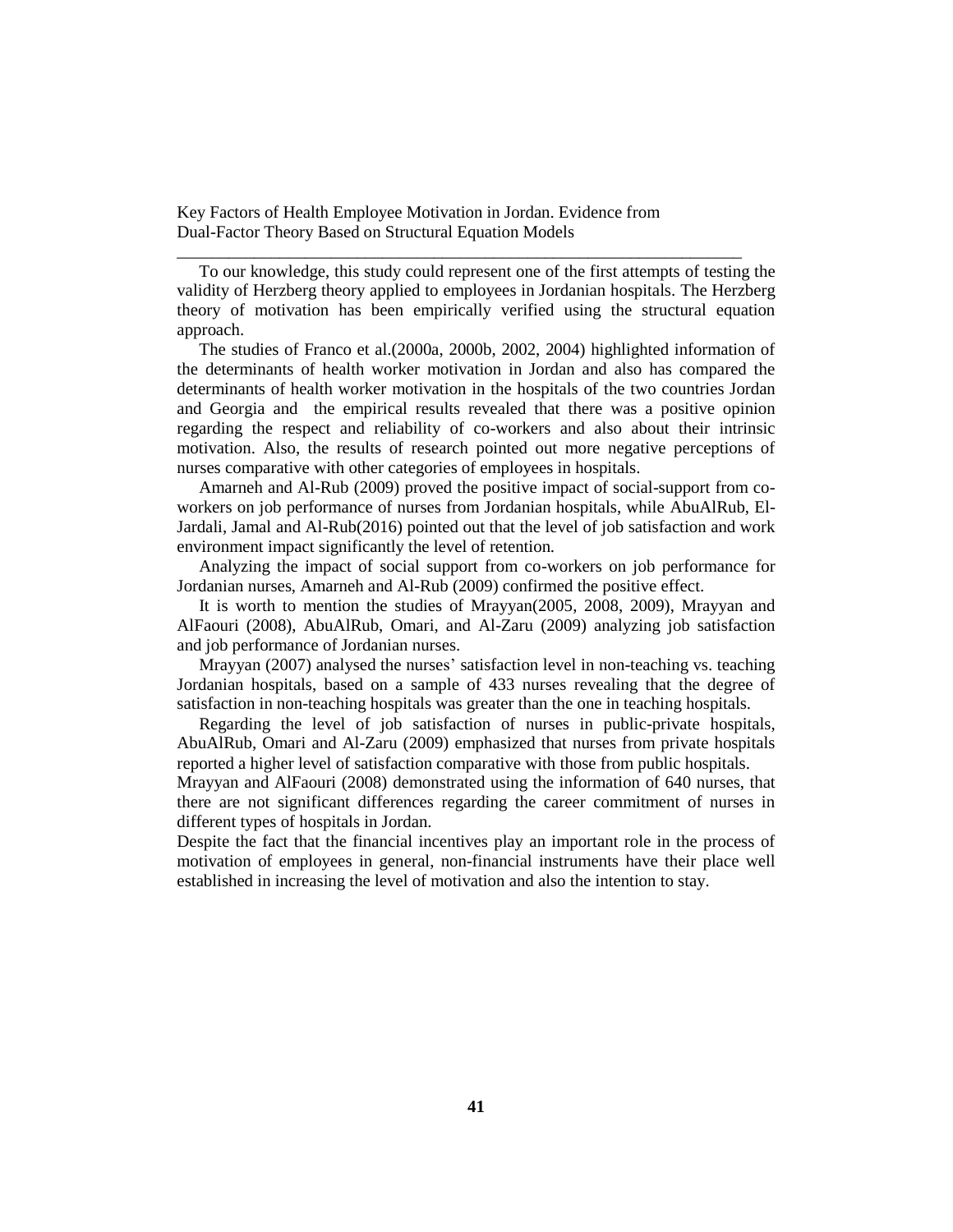To our knowledge, this study could represent one of the first attempts of testing the validity of Herzberg theory applied to employees in Jordanian hospitals. The Herzberg theory of motivation has been empirically verified using the structural equation approach.

The studies of Franco et al.(2000a, 2000b, 2002, 2004) highlighted information of the determinants of health worker motivation in Jordan and also has compared the determinants of health worker motivation in the hospitals of the two countries Jordan and Georgia and the empirical results revealed that there was a positive opinion regarding the respect and reliability of co-workers and also about their intrinsic motivation. Also, the results of research pointed out more negative perceptions of nurses comparative with other categories of employees in hospitals.

Amarneh and Al-Rub (2009) proved the positive impact of social-support from co-workers on job performance of nurses from Jordanian hospitals, while AbuAlRub, El-Jardali, Jamal and Al-Rub(2016) pointed out that the level of job satisfaction and work environment impact significantly the level of retention.

Analyzing the impact of social support from co-workers on job performance for Jordanian nurses, Amarneh and Al-Rub (2009) confirmed the positive effect.

It is worth to mention the studies of Mrayyan(2005, 2008, 2009), Mrayyan and AlFaouri (2008), AbuAlRub, Omari, and Al-Zaru (2009) analyzing job satisfaction and job performance of Jordanian nurses.

Mrayyan (2007) analysed the nurses' satisfaction level in non-teaching vs. teaching Jordanian hospitals, based on a sample of 433 nurses revealing that the degree of satisfaction in non-teaching hospitals was greater than the one in teaching hospitals.

Regarding the level of job satisfaction of nurses in public-private hospitals, AbuAlRub, Omari and Al-Zaru (2009) emphasized that nurses from private hospitals reported a higher level of satisfaction comparative with those from public hospitals.

Mrayyan and AlFaouri (2008) demonstrated using the information of 640 nurses, that there are not significant differences regarding the career commitment of nurses in different types of hospitals in Jordan.

Despite the fact that the financial incentives play an important role in the process of motivation of employees in general, non-financial instruments have their place well established in increasing the level of motivation and also the intention to stay.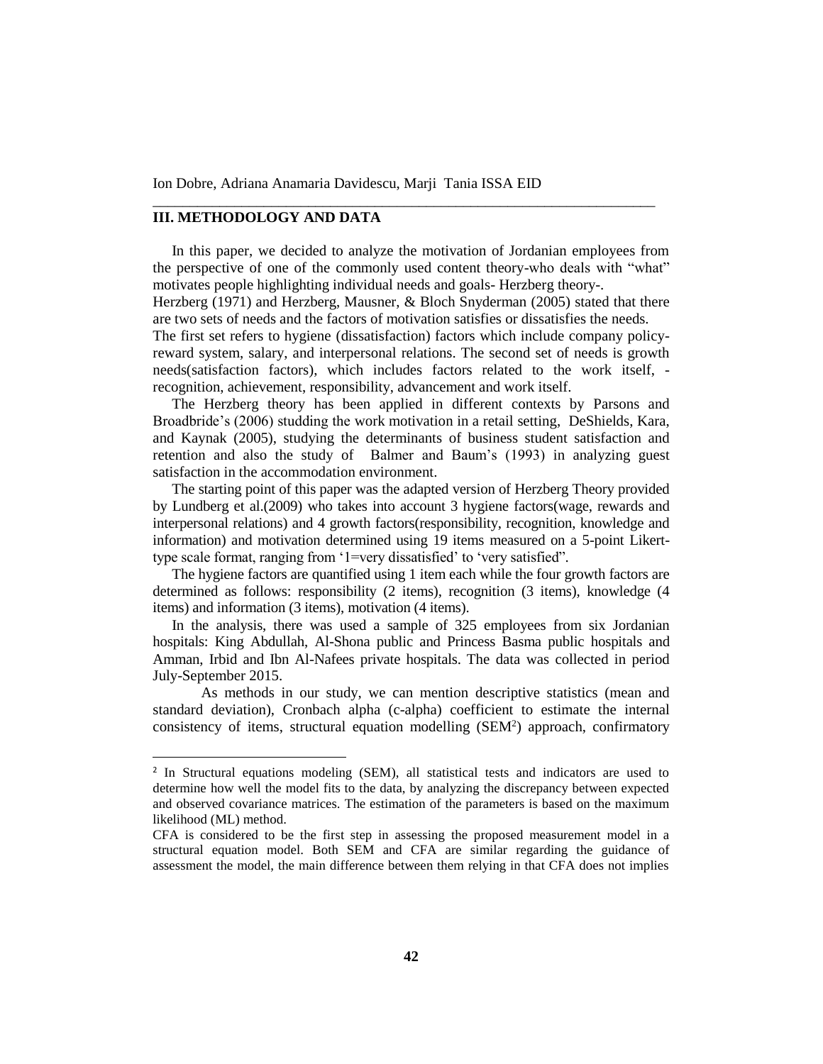## III. METHODOLOGY AND DATA

In this paper, we decided to analyze the motivation of Jordanian employees from the perspective of one of the commonly used content theory-who deals with "what" motivates people highlighting individual needs and goals- Herzberg theory-.

Herzberg (1971) and Herzberg, Mausner, & Bloch Snyderman (2005) stated that there are two sets of needs and the factors of motivation satisfies or dissatisfies the needs.

The first set refers to hygiene (dissatisfaction) factors which include company policy-reward system, salary, and interpersonal relations. The second set of needs is growth needs(satisfaction factors), which includes factors related to the work itself, -recognition, achievement, responsibility, advancement and work itself.

The Herzberg theory has been applied in different contexts by Parsons and Broadbride's (2006) studding the work motivation in a retail setting, DeShields, Kara, and Kaynak (2005), studying the determinants of business student satisfaction and retention and also the study of Balmer and Baum's (1993) in analyzing guest satisfaction in the accommodation environment.

The starting point of this paper was the adapted version of Herzberg Theory provided by Lundberg et al.(2009) who takes into account 3 hygiene factors(wage, rewards and interpersonal relations) and 4 growth factors(responsibility, recognition, knowledge and information) and motivation determined using 19 items measured on a 5-point Likert-type scale format, ranging from '1=very dissatisfied' to 'very satisfied".

The hygiene factors are quantified using 1 item each while the four growth factors are determined as follows: responsibility (2 items), recognition (3 items), knowledge (4 items) and information (3 items), motivation (4 items).

In the analysis, there was used a sample of 325 employees from six Jordanian hospitals: King Abdullah, Al-Shona public and Princess Basma public hospitals and Amman, Irbid and Ibn Al-Nafees private hospitals. The data was collected in period July-September 2015.

As methods in our study, we can mention descriptive statistics (mean and standard deviation), Cronbach alpha (c-alpha) coefficient to estimate the internal consistency of items, structural equation modelling (SEM[2]) approach, confirmatory

---

[2] In Structural equations modeling (SEM), all statistical tests and indicators are used to determine how well the model fits to the data, by analyzing the discrepancy between expected and observed covariance matrices. The estimation of the parameters is based on the maximum likelihood (ML) method.

CFA is considered to be the first step in assessing the proposed measurement model in a structural equation model. Both SEM and CFA are similar regarding the guidance of assessment the model, the main difference between them relying in that CFA does not implies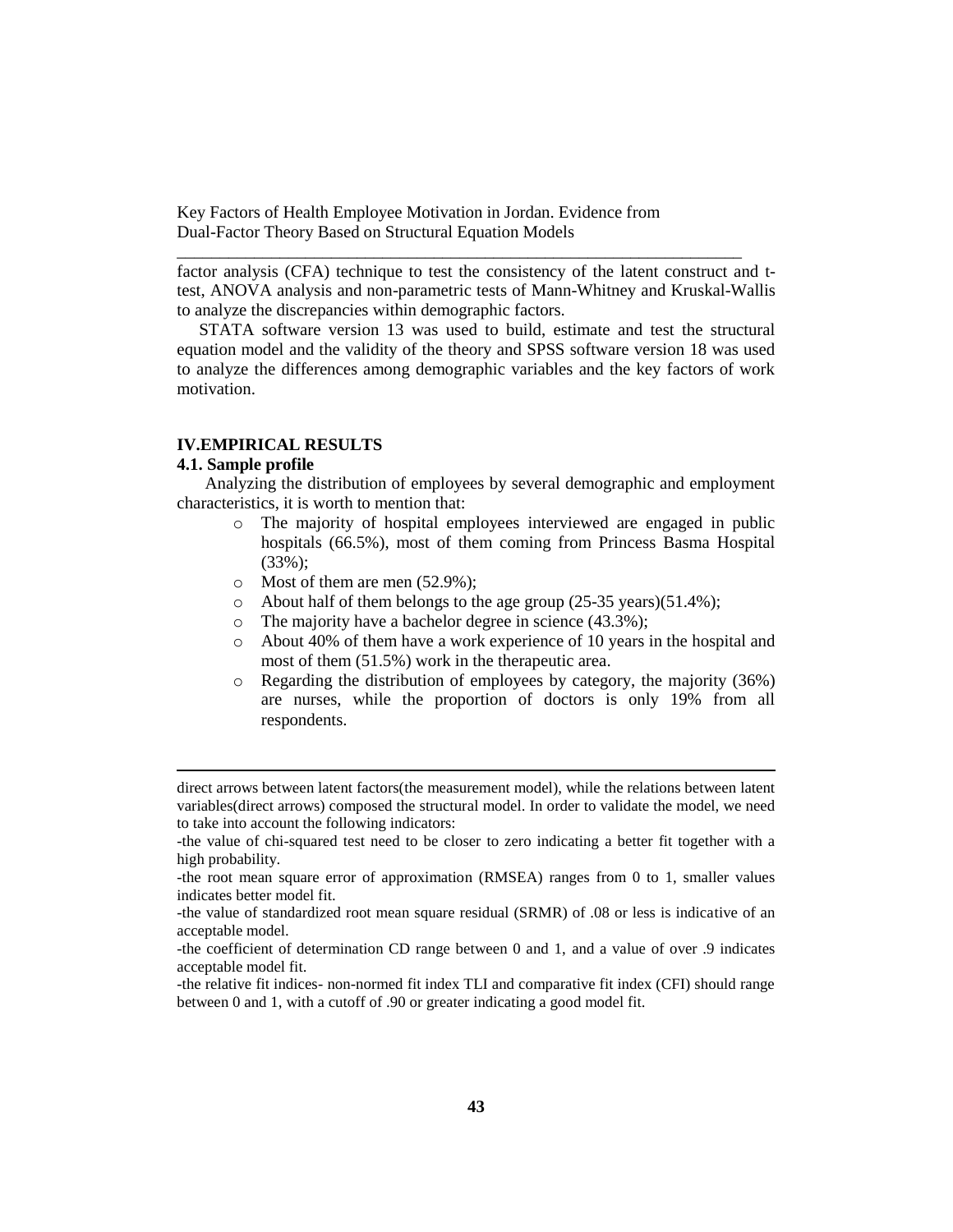factor analysis (CFA) technique to test the consistency of the latent construct and t-test, ANOVA analysis and non-parametric tests of Mann-Whitney and Kruskal-Wallis to analyze the discrepancies within demographic factors.

STATA software version 13 was used to build, estimate and test the structural equation model and the validity of the theory and SPSS software version 18 was used to analyze the differences among demographic variables and the key factors of work motivation.

## IV.EMPIRICAL RESULTS

### 4.1. Sample profile

Analyzing the distribution of employees by several demographic and employment characteristics, it is worth to mention that:

- The majority of hospital employees interviewed are engaged in public hospitals (66.5%), most of them coming from Princess Basma Hospital (33%);
- Most of them are men (52.9%);
- About half of them belongs to the age group (25-35 years)(51.4%);
- The majority have a bachelor degree in science (43.3%);
- About 40% of them have a work experience of 10 years in the hospital and most of them (51.5%) work in the therapeutic area.
- Regarding the distribution of employees by category, the majority (36%) are nurses, while the proportion of doctors is only 19% from all respondents.

---

direct arrows between latent factors(the measurement model), while the relations between latent variables(direct arrows) composed the structural model. In order to validate the model, we need to take into account the following indicators:

-the value of chi-squared test need to be closer to zero indicating a better fit together with a high probability.

-the root mean square error of approximation (RMSEA) ranges from 0 to 1, smaller values indicates better model fit.

-the value of standardized root mean square residual (SRMR) of .08 or less is indicative of an acceptable model.

-the coefficient of determination CD range between 0 and 1, and a value of over .9 indicates acceptable model fit.

-the relative fit indices- non-normed fit index TLI and comparative fit index (CFI) should range between 0 and 1, with a cutoff of .90 or greater indicating a good model fit.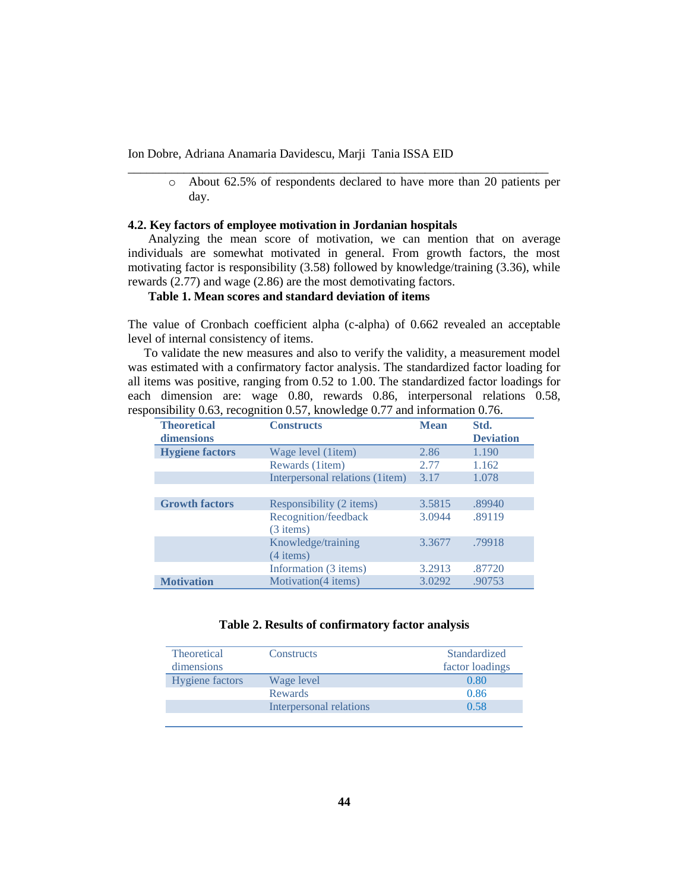- About 62.5% of respondents declared to have more than 20 patients per day.

### 4.2. Key factors of employee motivation in Jordanian hospitals

Analyzing the mean score of motivation, we can mention that on average individuals are somewhat motivated in general. From growth factors, the most motivating factor is responsibility (3.58) followed by knowledge/training (3.36), while rewards (2.77) and wage (2.86) are the most demotivating factors.

**Table 1. Mean scores and standard deviation of items**

| Theoretical dimensions | Constructs | Mean | Std. Deviation |
|---|---|---|---|
| **Hygiene factors** | Wage level (1item) | 2.86 | 1.190 |
| | Rewards (1item) | 2.77 | 1.162 |
| | Interpersonal relations (1item) | 3.17 | 1.078 |
| **Growth factors** | Responsibility (2 items) | 3.5815 | .89940 |
| | Recognition/feedback (3 items) | 3.0944 | .89119 |
| | Knowledge/training (4 items) | 3.3677 | .79918 |
| | Information (3 items) | 3.2913 | .87720 |
| **Motivation** | Motivation(4 items) | 3.0292 | .90753 |

The value of Cronbach coefficient alpha (c-alpha) of 0.662 revealed an acceptable level of internal consistency of items.

To validate the new measures and also to verify the validity, a measurement model was estimated with a confirmatory factor analysis. The standardized factor loading for all items was positive, ranging from 0.52 to 1.00. The standardized factor loadings for each dimension are: wage 0.80, rewards 0.86, interpersonal relations 0.58, responsibility 0.63, recognition 0.57, knowledge 0.77 and information 0.76.

**Table 2. Results of confirmatory factor analysis**

| Theoretical dimensions | Constructs | Standardized factor loadings |
|---|---|---|
| Hygiene factors | Wage level | 0.80 |
| | Rewards | 0.86 |
| | Interpersonal relations | 0.58 |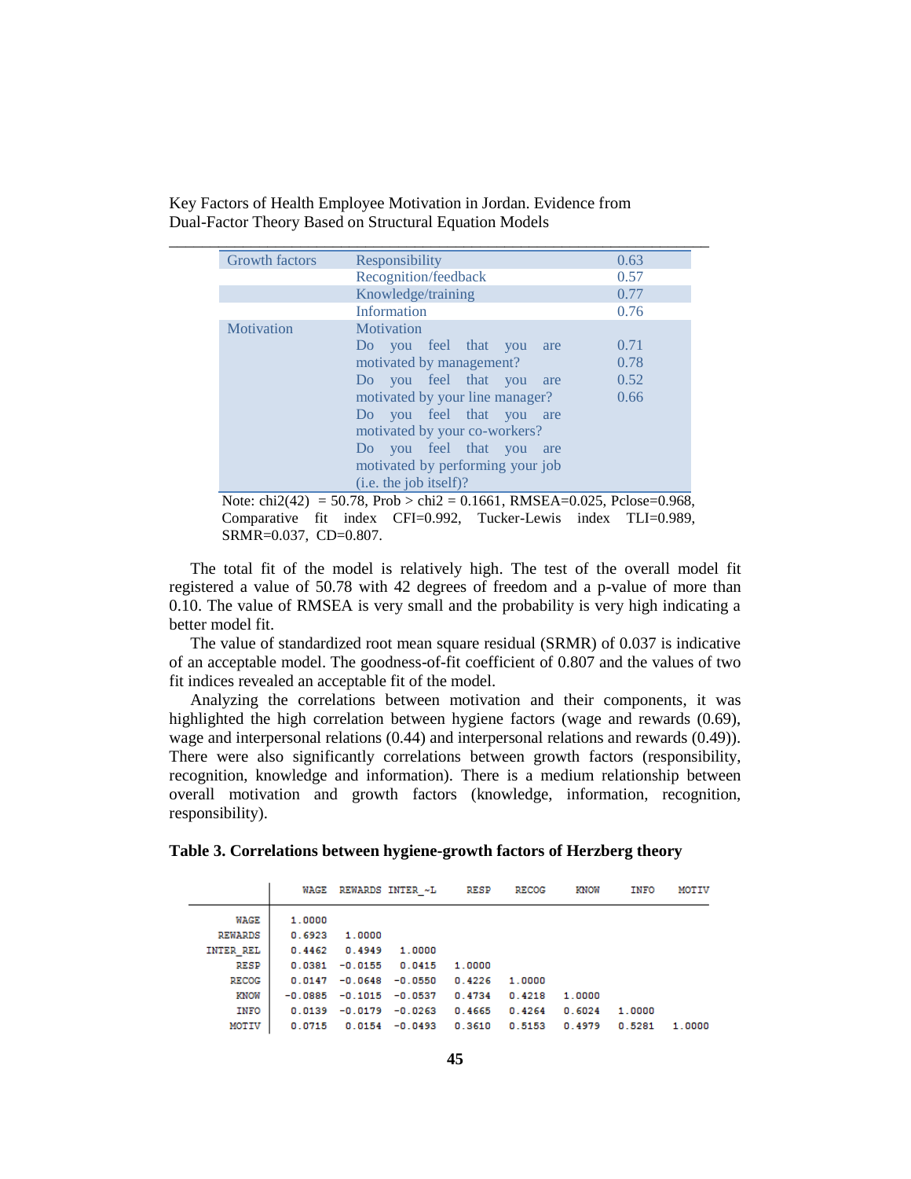| Growth factors | Responsibility | 0.63 |
|---|---|---|
| | Recognition/feedback | 0.57 |
| | Knowledge/training | 0.77 |
| | Information | 0.76 |
| Motivation | Motivation | |
| | Do you feel that you are motivated by management? | 0.71 |
| | Do you feel that you are motivated by your line manager? | 0.78 |
| | Do you feel that you are motivated by your co-workers? | 0.52 |
| | Do you feel that you are motivated by performing your job (i.e. the job itself)? | 0.66 |

Note: chi2(42) = 50.78, Prob > chi2 = 0.1661, RMSEA=0.025, Pclose=0.968, Comparative fit index CFI=0.992, Tucker-Lewis index TLI=0.989, SRMR=0.037, CD=0.807.

The total fit of the model is relatively high. The test of the overall model fit registered a value of 50.78 with 42 degrees of freedom and a p-value of more than 0.10. The value of RMSEA is very small and the probability is very high indicating a better model fit.

The value of standardized root mean square residual (SRMR) of 0.037 is indicative of an acceptable model. The goodness-of-fit coefficient of 0.807 and the values of two fit indices revealed an acceptable fit of the model.

Analyzing the correlations between motivation and their components, it was highlighted the high correlation between hygiene factors (wage and rewards (0.69), wage and interpersonal relations (0.44) and interpersonal relations and rewards (0.49)). There were also significantly correlations between growth factors (responsibility, recognition, knowledge and information). There is a medium relationship between overall motivation and growth factors (knowledge, information, recognition, responsibility).

**Table 3. Correlations between hygiene-growth factors of Herzberg theory**

| | WAGE | REWARDS | INTER_~L | RESP | RECOG | KNOW | INFO | MOTIV |
|---|---|---|---|---|---|---|---|---|
| WAGE | 1.0000 | | | | | | | |
| REWARDS | 0.6923 | 1.0000 | | | | | | |
| INTER_REL | 0.4462 | 0.4949 | 1.0000 | | | | | |
| RESP | 0.0381 | -0.0155 | 0.0415 | 1.0000 | | | | |
| RECOG | 0.0147 | -0.0648 | -0.0550 | 0.4226 | 1.0000 | | | |
| KNOW | -0.0885 | -0.1015 | -0.0537 | 0.4734 | 0.4218 | 1.0000 | | |
| INFO | 0.0139 | -0.0179 | -0.0263 | 0.4665 | 0.4264 | 0.6024 | 1.0000 | |
| MOTIV | 0.0715 | 0.0154 | -0.0493 | 0.3610 | 0.5153 | 0.4979 | 0.5281 | 1.0000 |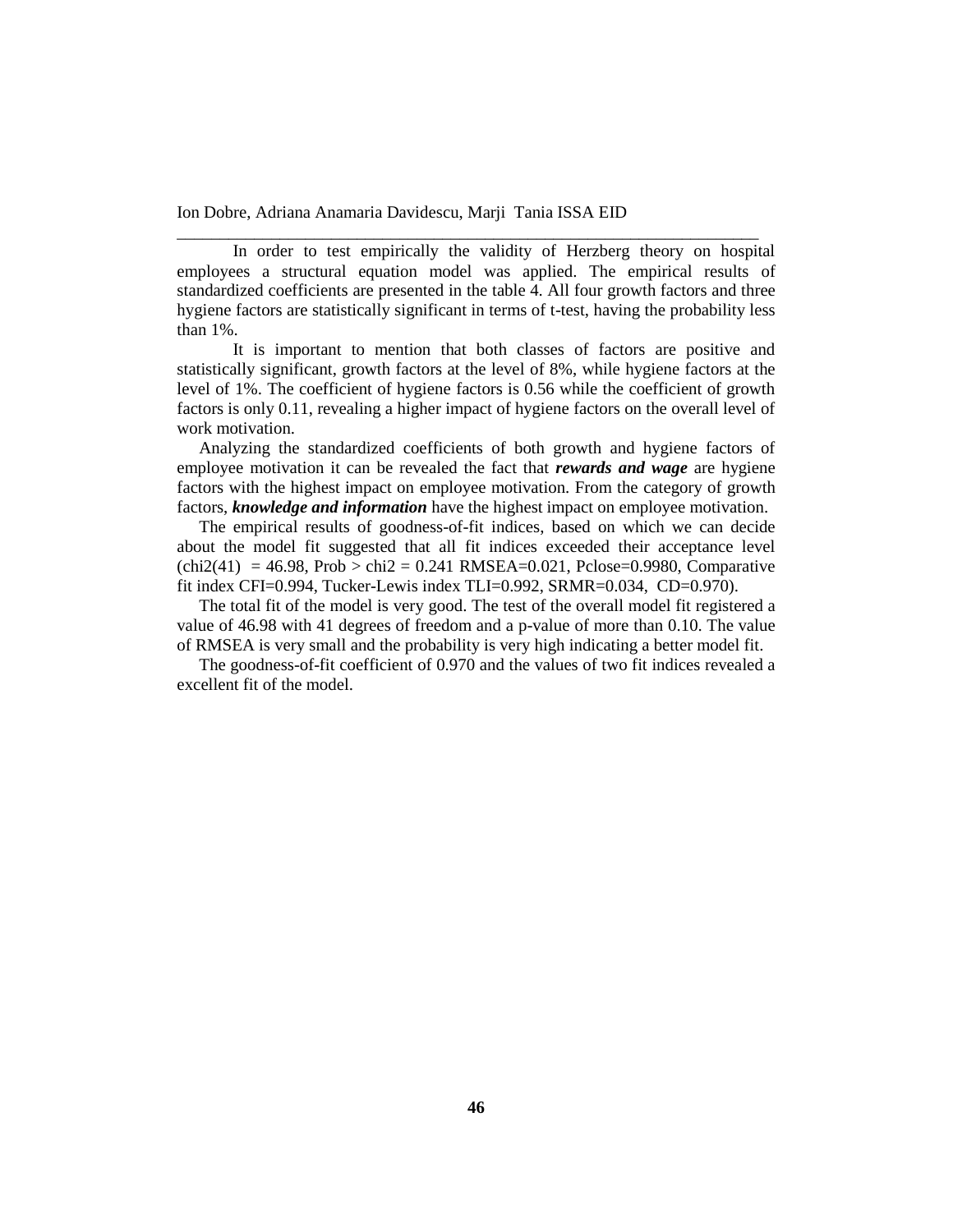In order to test empirically the validity of Herzberg theory on hospital employees a structural equation model was applied. The empirical results of standardized coefficients are presented in the table 4. All four growth factors and three hygiene factors are statistically significant in terms of t-test, having the probability less than 1%.

It is important to mention that both classes of factors are positive and statistically significant, growth factors at the level of 8%, while hygiene factors at the level of 1%. The coefficient of hygiene factors is 0.56 while the coefficient of growth factors is only 0.11, revealing a higher impact of hygiene factors on the overall level of work motivation.

Analyzing the standardized coefficients of both growth and hygiene factors of employee motivation it can be revealed the fact that ***rewards and wage*** are hygiene factors with the highest impact on employee motivation. From the category of growth factors, ***knowledge and information*** have the highest impact on employee motivation.

The empirical results of goodness-of-fit indices, based on which we can decide about the model fit suggested that all fit indices exceeded their acceptance level (chi2(41) = 46.98, Prob > chi2 = 0.241 RMSEA=0.021, Pclose=0.9980, Comparative fit index CFI=0.994, Tucker-Lewis index TLI=0.992, SRMR=0.034, CD=0.970).

The total fit of the model is very good. The test of the overall model fit registered a value of 46.98 with 41 degrees of freedom and a p-value of more than 0.10. The value of RMSEA is very small and the probability is very high indicating a better model fit.

The goodness-of-fit coefficient of 0.970 and the values of two fit indices revealed a excellent fit of the model.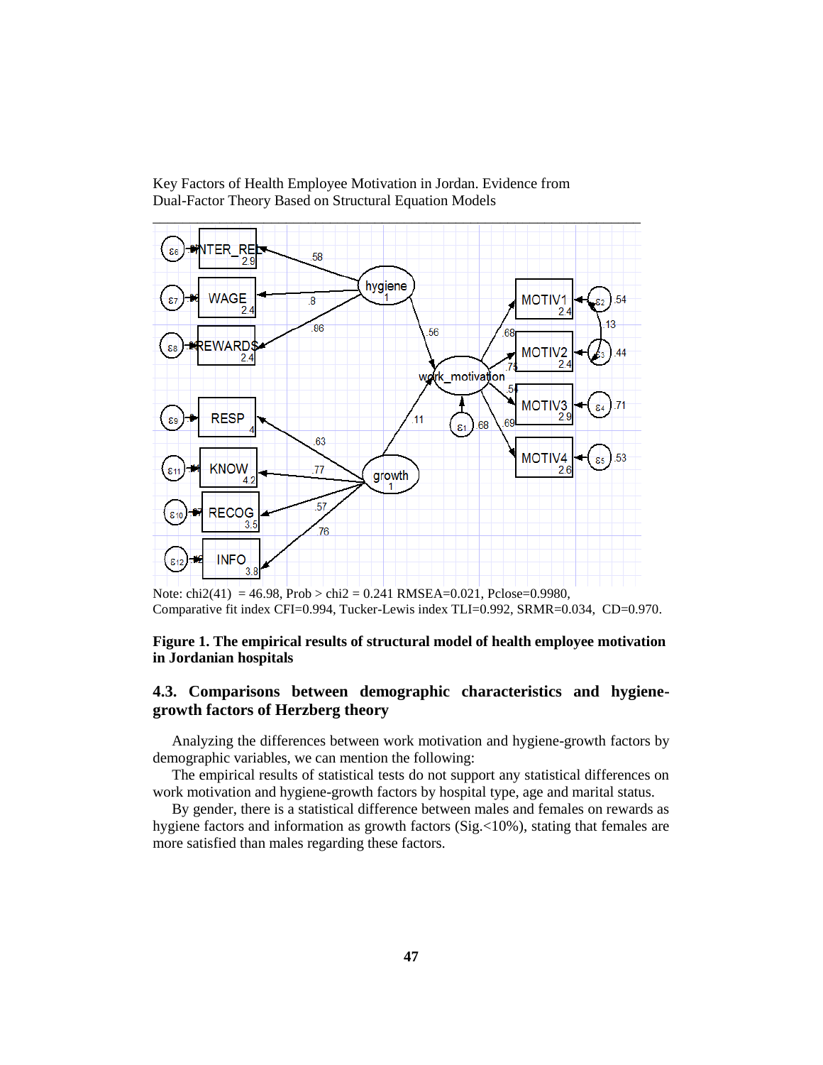Note: chi2(41) = 46.98, Prob > chi2 = 0.241 RMSEA=0.021, Pclose=0.9980, Comparative fit index CFI=0.994, Tucker-Lewis index TLI=0.992, SRMR=0.034, CD=0.970.

**Figure 1. The empirical results of structural model of health employee motivation in Jordanian hospitals**

### 4.3. Comparisons between demographic characteristics and hygiene-growth factors of Herzberg theory

Analyzing the differences between work motivation and hygiene-growth factors by demographic variables, we can mention the following:

The empirical results of statistical tests do not support any statistical differences on work motivation and hygiene-growth factors by hospital type, age and marital status.

By gender, there is a statistical difference between males and females on rewards as hygiene factors and information as growth factors (Sig.<10%), stating that females are more satisfied than males regarding these factors.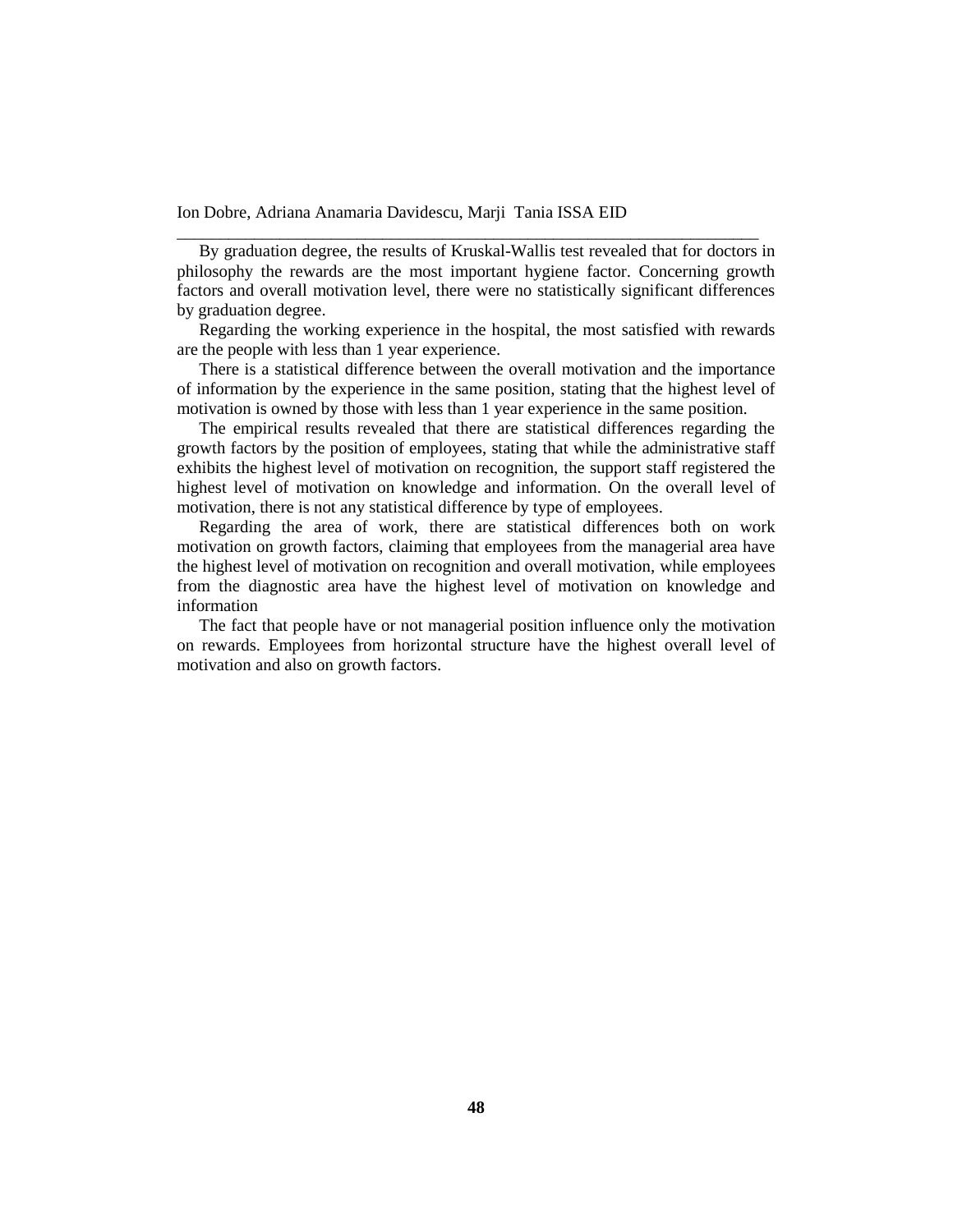By graduation degree, the results of Kruskal-Wallis test revealed that for doctors in philosophy the rewards are the most important hygiene factor. Concerning growth factors and overall motivation level, there were no statistically significant differences by graduation degree.

Regarding the working experience in the hospital, the most satisfied with rewards are the people with less than 1 year experience.

There is a statistical difference between the overall motivation and the importance of information by the experience in the same position, stating that the highest level of motivation is owned by those with less than 1 year experience in the same position.

The empirical results revealed that there are statistical differences regarding the growth factors by the position of employees, stating that while the administrative staff exhibits the highest level of motivation on recognition, the support staff registered the highest level of motivation on knowledge and information. On the overall level of motivation, there is not any statistical difference by type of employees.

Regarding the area of work, there are statistical differences both on work motivation on growth factors, claiming that employees from the managerial area have the highest level of motivation on recognition and overall motivation, while employees from the diagnostic area have the highest level of motivation on knowledge and information

The fact that people have or not managerial position influence only the motivation on rewards. Employees from horizontal structure have the highest overall level of motivation and also on growth factors.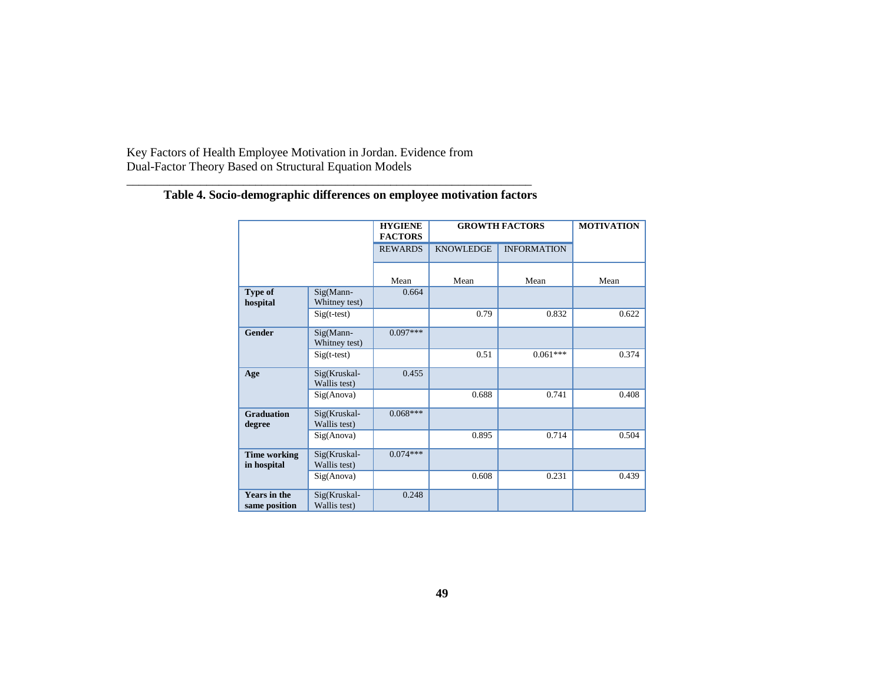**Table 4. Socio-demographic differences on employee motivation factors**

| | | HYGIENE FACTORS | GROWTH FACTORS | | MOTIVATION |
|---|---|---|---|---|---|
| | | REWARDS | KNOWLEDGE | INFORMATION | |
| | | Mean | Mean | Mean | Mean |
| **Type of hospital** | Sig(Mann-Whitney test) | 0.664 | | | |
| | Sig(t-test) | | 0.79 | 0.832 | 0.622 |
| **Gender** | Sig(Mann-Whitney test) | 0.097*** | | | |
| | Sig(t-test) | | 0.51 | 0.061*** | 0.374 |
| **Age** | Sig(Kruskal-Wallis test) | 0.455 | | | |
| | Sig(Anova) | | 0.688 | 0.741 | 0.408 |
| **Graduation degree** | Sig(Kruskal-Wallis test) | 0.068*** | | | |
| | Sig(Anova) | | 0.895 | 0.714 | 0.504 |
| **Time working in hospital** | Sig(Kruskal-Wallis test) | 0.074*** | | | |
| | Sig(Anova) | | 0.608 | 0.231 | 0.439 |
| **Years in the same position** | Sig(Kruskal-Wallis test) | 0.248 | | | |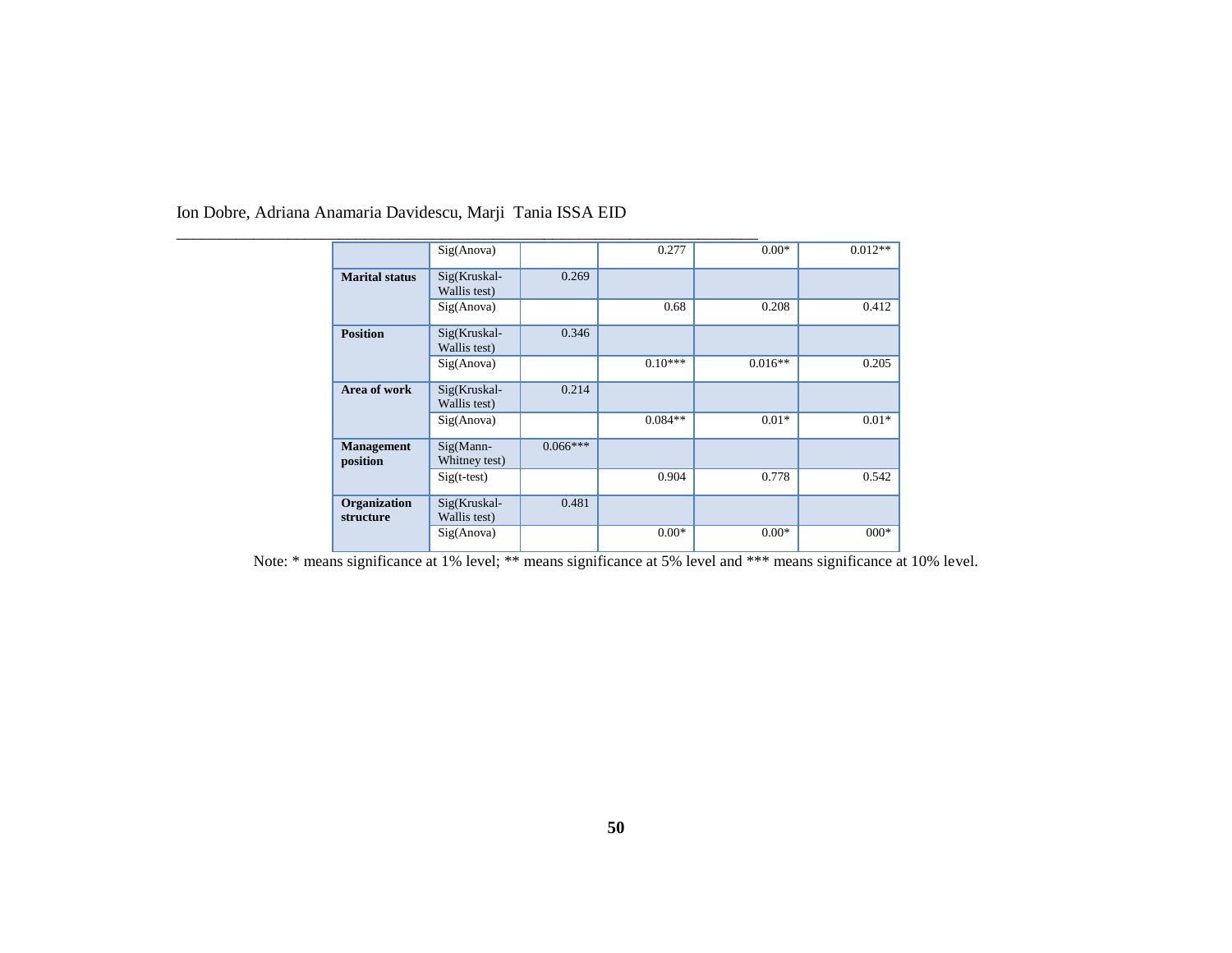| | | | | | |
|---|---|---|---|---|---|
| | Sig(Anova) | | 0.277 | 0.00* | 0.012** |
| **Marital status** | Sig(Kruskal-Wallis test) | 0.269 | | | |
| | Sig(Anova) | | 0.68 | 0.208 | 0.412 |
| **Position** | Sig(Kruskal-Wallis test) | 0.346 | | | |
| | Sig(Anova) | | 0.10*** | 0.016** | 0.205 |
| **Area of work** | Sig(Kruskal-Wallis test) | 0.214 | | | |
| | Sig(Anova) | | 0.084** | 0.01* | 0.01* |
| **Management position** | Sig(Mann-Whitney test) | 0.066*** | | | |
| | Sig(t-test) | | 0.904 | 0.778 | 0.542 |
| **Organization structure** | Sig(Kruskal-Wallis test) | 0.481 | | | |
| | Sig(Anova) | | 0.00* | 0.00* | 000* |

Note: * means significance at 1% level; ** means significance at 5% level and *** means significance at 10% level.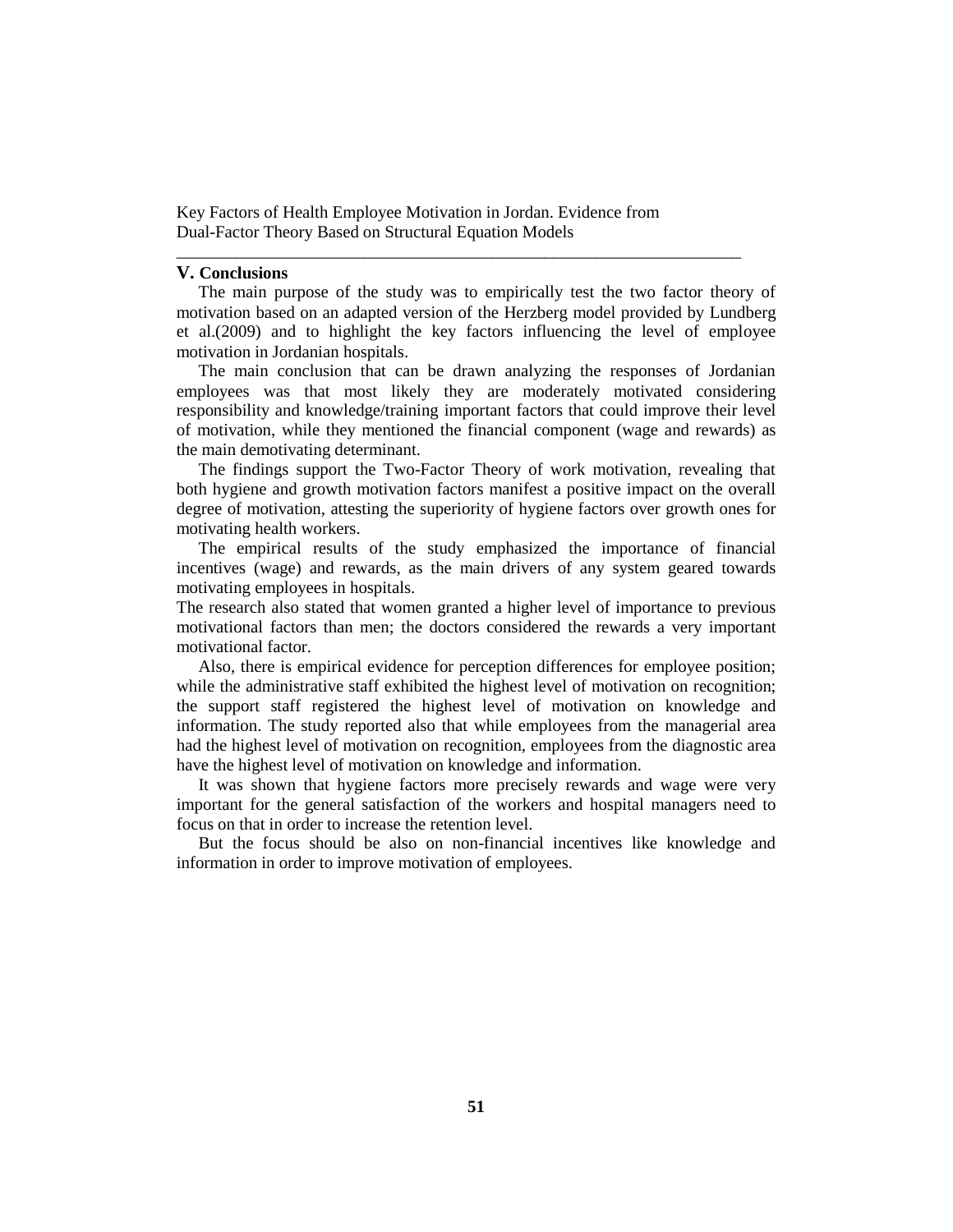## V. Conclusions

The main purpose of the study was to empirically test the two factor theory of motivation based on an adapted version of the Herzberg model provided by Lundberg et al.(2009) and to highlight the key factors influencing the level of employee motivation in Jordanian hospitals.

The main conclusion that can be drawn analyzing the responses of Jordanian employees was that most likely they are moderately motivated considering responsibility and knowledge/training important factors that could improve their level of motivation, while they mentioned the financial component (wage and rewards) as the main demotivating determinant.

The findings support the Two-Factor Theory of work motivation, revealing that both hygiene and growth motivation factors manifest a positive impact on the overall degree of motivation, attesting the superiority of hygiene factors over growth ones for motivating health workers.

The empirical results of the study emphasized the importance of financial incentives (wage) and rewards, as the main drivers of any system geared towards motivating employees in hospitals.

The research also stated that women granted a higher level of importance to previous motivational factors than men; the doctors considered the rewards a very important motivational factor.

Also, there is empirical evidence for perception differences for employee position; while the administrative staff exhibited the highest level of motivation on recognition; the support staff registered the highest level of motivation on knowledge and information. The study reported also that while employees from the managerial area had the highest level of motivation on recognition, employees from the diagnostic area have the highest level of motivation on knowledge and information.

It was shown that hygiene factors more precisely rewards and wage were very important for the general satisfaction of the workers and hospital managers need to focus on that in order to increase the retention level.

But the focus should be also on non-financial incentives like knowledge and information in order to improve motivation of employees.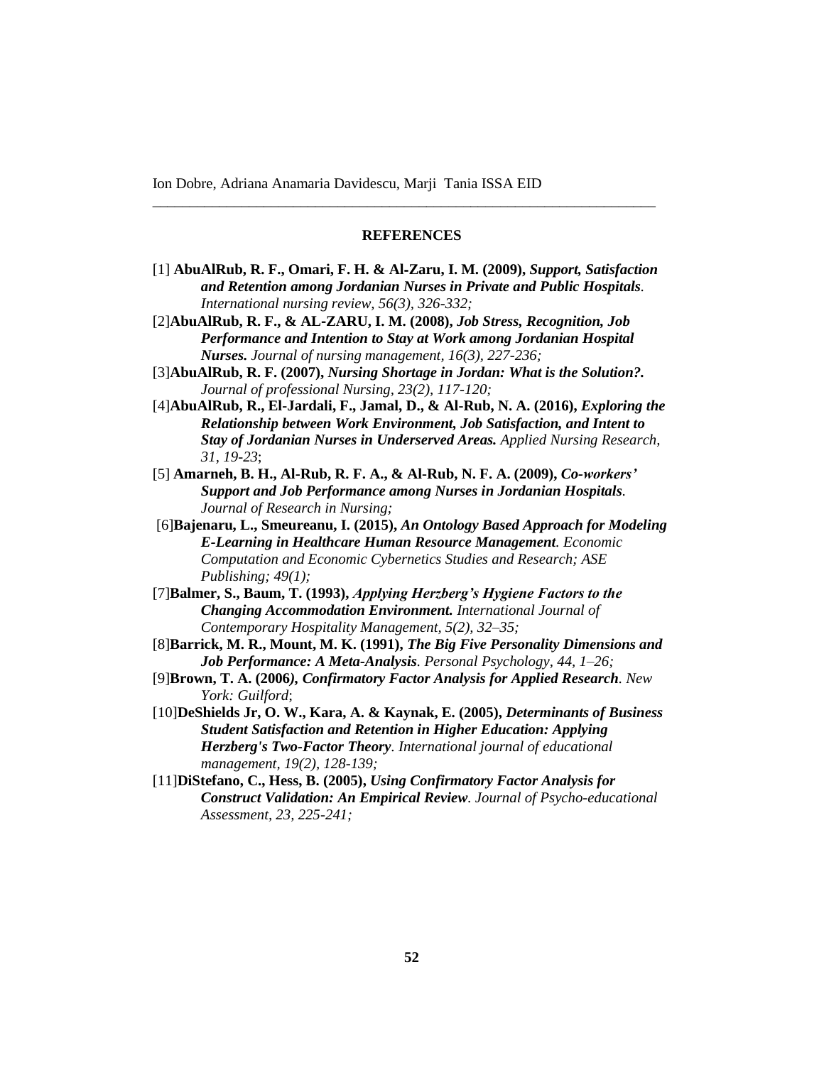### REFERENCES

[1] **AbuAlRub, R. F., Omari, F. H. & Al-Zaru, I. M. (2009),** ***Support, Satisfaction and Retention among Jordanian Nurses in Private and Public Hospitals.*** *International nursing review, 56(3), 326-332;*

[2]**AbuAlRub, R. F., & AL-ZARU, I. M. (2008),** ***Job Stress, Recognition, Job Performance and Intention to Stay at Work among Jordanian Hospital Nurses.*** *Journal of nursing management, 16(3), 227-236;*

[3]**AbuAlRub, R. F. (2007),** ***Nursing Shortage in Jordan: What is the Solution?.*** *Journal of professional Nursing, 23(2), 117-120;*

[4]**AbuAlRub, R., El-Jardali, F., Jamal, D., & Al-Rub, N. A. (2016),** ***Exploring the Relationship between Work Environment, Job Satisfaction, and Intent to Stay of Jordanian Nurses in Underserved Areas.*** *Applied Nursing Research, 31, 19-23*;

[5] **Amarneh, B. H., Al-Rub, R. F. A., & Al-Rub, N. F. A. (2009),** ***Co-workers' Support and Job Performance among Nurses in Jordanian Hospitals.*** *Journal of Research in Nursing;*

[6]**Bajenaru, L., Smeureanu, I. (2015),** ***An Ontology Based Approach for Modeling E-Learning in Healthcare Human Resource Management.*** *Economic Computation and Economic Cybernetics Studies and Research; ASE Publishing; 49(1);*

[7]**Balmer, S., Baum, T. (1993),** ***Applying Herzberg's Hygiene Factors to the Changing Accommodation Environment.*** *International Journal of Contemporary Hospitality Management, 5(2), 32–35;*

[8]**Barrick, M. R., Mount, M. K. (1991),** ***The Big Five Personality Dimensions and Job Performance: A Meta-Analysis.*** *Personal Psychology, 44, 1–26;*

[9]**Brown, T. A. (2006),** ***Confirmatory Factor Analysis for Applied Research.*** *New York: Guilford*;

[10]**DeShields Jr, O. W., Kara, A. & Kaynak, E. (2005),** ***Determinants of Business Student Satisfaction and Retention in Higher Education: Applying Herzberg's Two-Factor Theory.*** *International journal of educational management, 19(2), 128-139;*

[11]**DiStefano, C., Hess, B. (2005),** ***Using Confirmatory Factor Analysis for Construct Validation: An Empirical Review.*** *Journal of Psycho-educational Assessment, 23, 225-241;*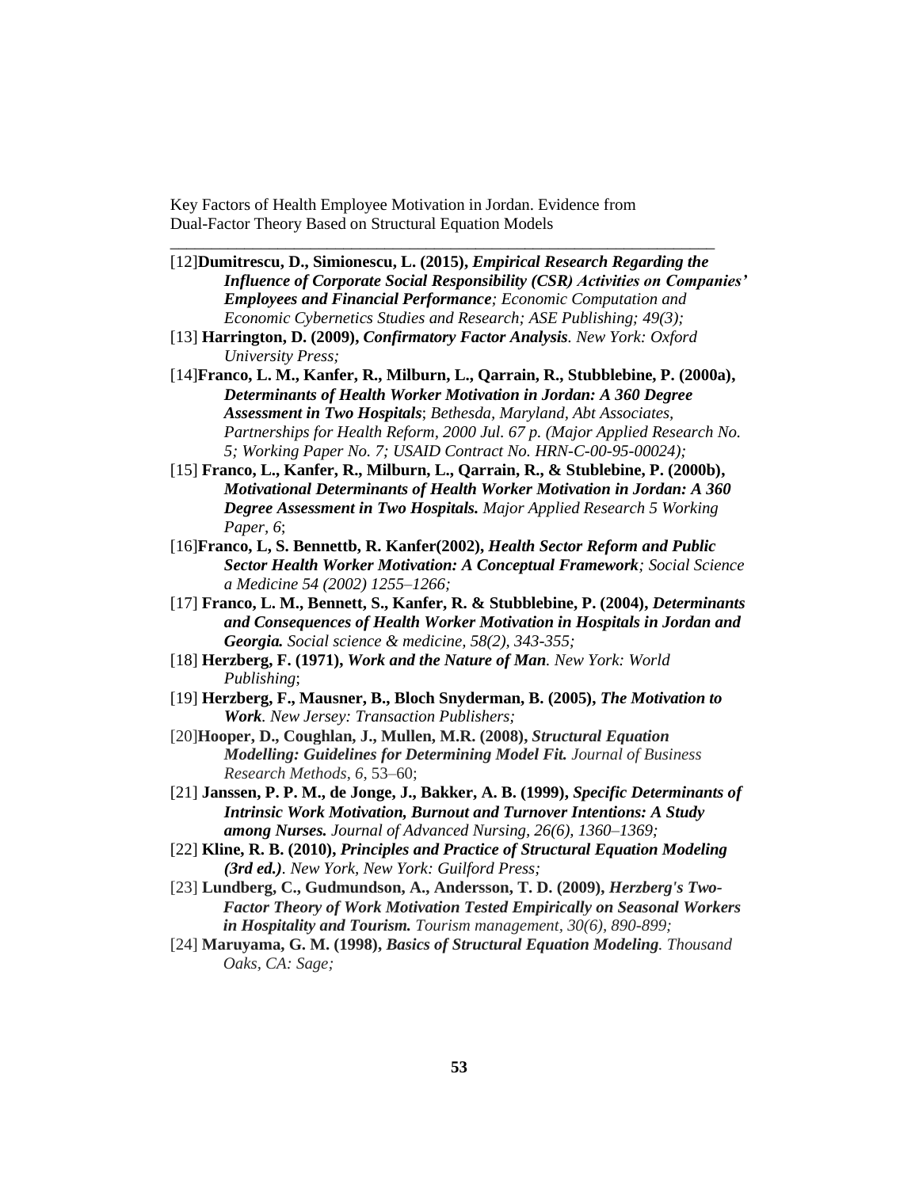[12]**Dumitrescu, D., Simionescu, L. (2015),** ***Empirical Research Regarding the Influence of Corporate Social Responsibility (CSR) Activities on Companies' Employees and Financial Performance****; Economic Computation and Economic Cybernetics Studies and Research; ASE Publishing; 49(3);*

[13] **Harrington, D. (2009),** ***Confirmatory Factor Analysis****. New York: Oxford University Press;*

[14]**Franco, L. M., Kanfer, R., Milburn, L., Qarrain, R., Stubblebine, P. (2000a),** ***Determinants of Health Worker Motivation in Jordan: A 360 Degree Assessment in Two Hospitals****; Bethesda, Maryland, Abt Associates, Partnerships for Health Reform, 2000 Jul. 67 p. (Major Applied Research No. 5; Working Paper No. 7; USAID Contract No. HRN-C-00-95-00024);*

[15] **Franco, L., Kanfer, R., Milburn, L., Qarrain, R., & Stublebine, P. (2000b),** ***Motivational Determinants of Health Worker Motivation in Jordan: A 360 Degree Assessment in Two Hospitals.*** *Major Applied Research 5 Working Paper, 6*;

[16]**Franco, L, S. Bennettb, R. Kanfer(2002),** ***Health Sector Reform and Public Sector Health Worker Motivation: A Conceptual Framework****; Social Science a Medicine 54 (2002) 1255–1266;*

[17] **Franco, L. M., Bennett, S., Kanfer, R. & Stubblebine, P. (2004),** ***Determinants and Consequences of Health Worker Motivation in Hospitals in Jordan and Georgia.*** *Social science & medicine, 58(2), 343-355;*

[18] **Herzberg, F. (1971),** ***Work and the Nature of Man.*** *New York: World Publishing*;

[19] **Herzberg, F., Mausner, B., Bloch Snyderman, B. (2005),** ***The Motivation to Work****. New Jersey: Transaction Publishers;*

[20]**Hooper, D., Coughlan, J., Mullen, M.R. (2008),** ***Structural Equation Modelling: Guidelines for Determining Model Fit.*** *Journal of Business Research Methods*, *6*, 53–60;

[21] **Janssen, P. P. M., de Jonge, J., Bakker, A. B. (1999),** ***Specific Determinants of Intrinsic Work Motivation, Burnout and Turnover Intentions: A Study among Nurses.*** *Journal of Advanced Nursing, 26(6), 1360–1369;*

[22] **Kline, R. B. (2010),** ***Principles and Practice of Structural Equation Modeling (3rd ed.)****. New York, New York: Guilford Press;*

[23] **Lundberg, C., Gudmundson, A., Andersson, T. D. (2009),** ***Herzberg's Two-Factor Theory of Work Motivation Tested Empirically on Seasonal Workers in Hospitality and Tourism.*** *Tourism management, 30(6), 890-899;*

[24] **Maruyama, G. M. (1998),** ***Basics of Structural Equation Modeling.*** *Thousand Oaks, CA: Sage;*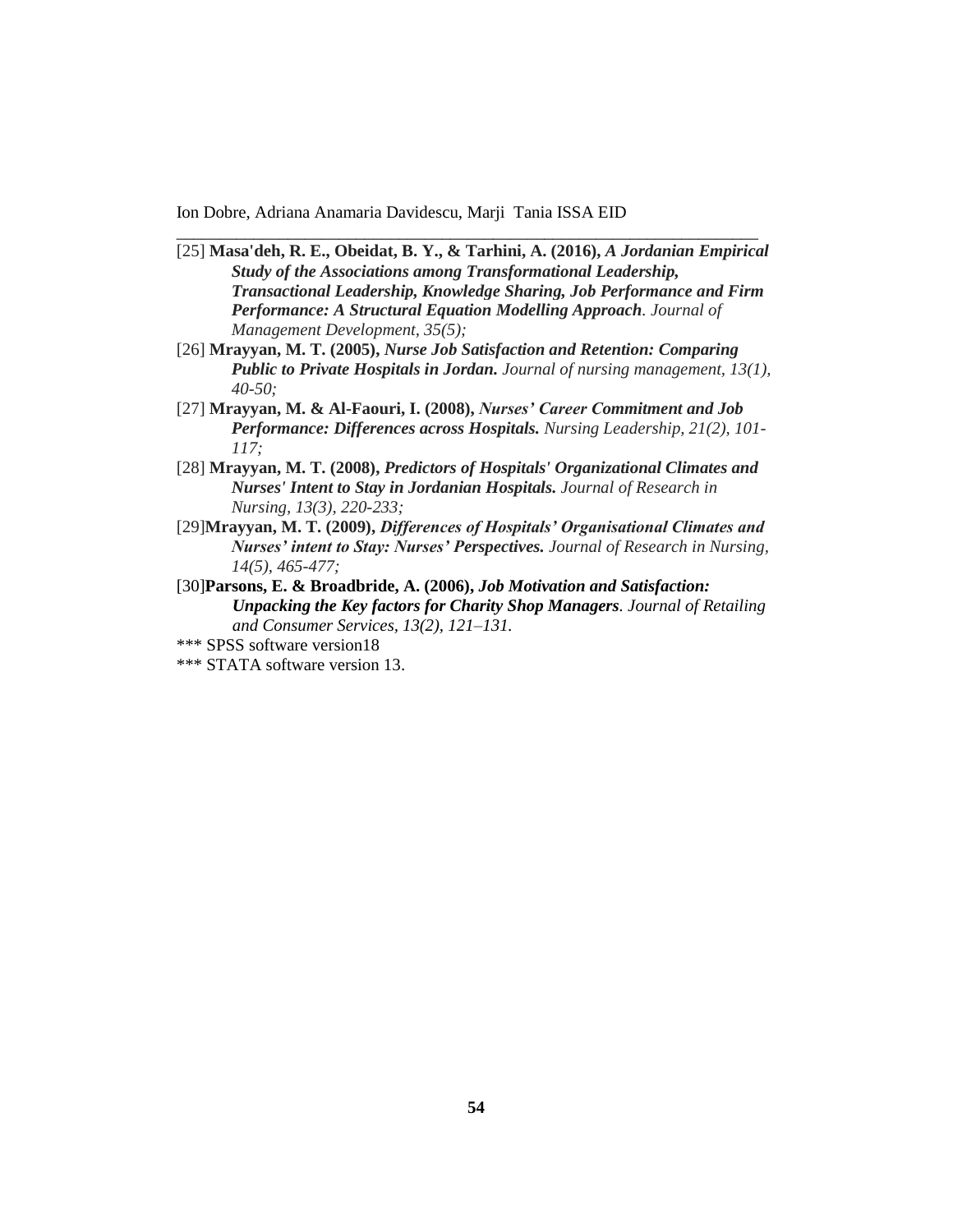[25] **Masa'deh, R. E., Obeidat, B. Y., & Tarhini, A. (2016),** ***A Jordanian Empirical Study of the Associations among Transformational Leadership, Transactional Leadership, Knowledge Sharing, Job Performance and Firm Performance: A Structural Equation Modelling Approach****. Journal of Management Development, 35(5);*

[26] **Mrayyan, M. T. (2005),** ***Nurse Job Satisfaction and Retention: Comparing Public to Private Hospitals in Jordan.*** *Journal of nursing management, 13(1), 40-50;*

[27] **Mrayyan, M. & Al-Faouri, I. (2008),** ***Nurses' Career Commitment and Job Performance: Differences across Hospitals.*** *Nursing Leadership, 21(2), 101-117;*

[28] **Mrayyan, M. T. (2008),** ***Predictors of Hospitals' Organizational Climates and Nurses' Intent to Stay in Jordanian Hospitals.*** *Journal of Research in Nursing, 13(3), 220-233;*

[29]**Mrayyan, M. T. (2009),** ***Differences of Hospitals' Organisational Climates and Nurses' intent to Stay: Nurses' Perspectives.*** *Journal of Research in Nursing, 14(5), 465-477;*

[30]**Parsons, E. & Broadbride, A. (2006),** ***Job Motivation and Satisfaction: Unpacking the Key factors for Charity Shop Managers****. Journal of Retailing and Consumer Services, 13(2), 121–131.*

*** SPSS software version18

*** STATA software version 13.